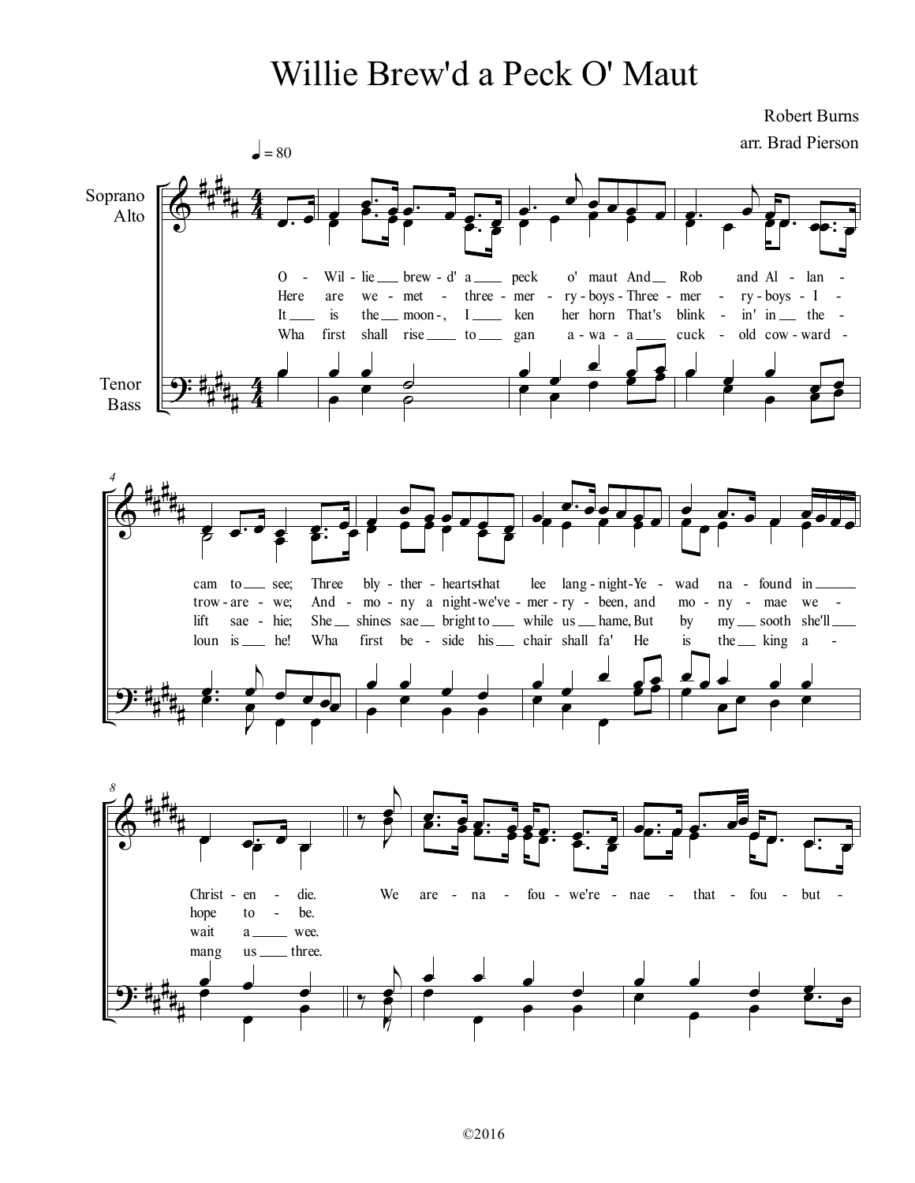# Willie Brew'd a Peck O' Maut

Robert Burns

arr. Brad Pierson

♩ = 80

Soprano
Alto

Tenor
Bass

O - Wil - lie brew - d' a peck o' maut And Rob and Al - lan - cam to see; Three bly - ther - hearts that lee lang - night - Ye - wad na - found in Christ - en - die.

Here are we - met - three - mer - ry - boys - Three - mer - ry - boys - I - trow - are - we; And - mo - ny a night - we've - mer - ry - been, and mo - ny - mae we - hope to - be.

It is the moon -, I ken her horn That's blink - in' in the - lift sae - hie; She shines sae bright to while us hame, But by my sooth she'll wait a wee.

Wha first shall rise to gan a - wa - a cuck - old cow - ward - loun is he! Wha first be - side his chair shall fa' He is the king a - mang us three.

We are - na - fou - we're - nae - that - fou - but -

©2016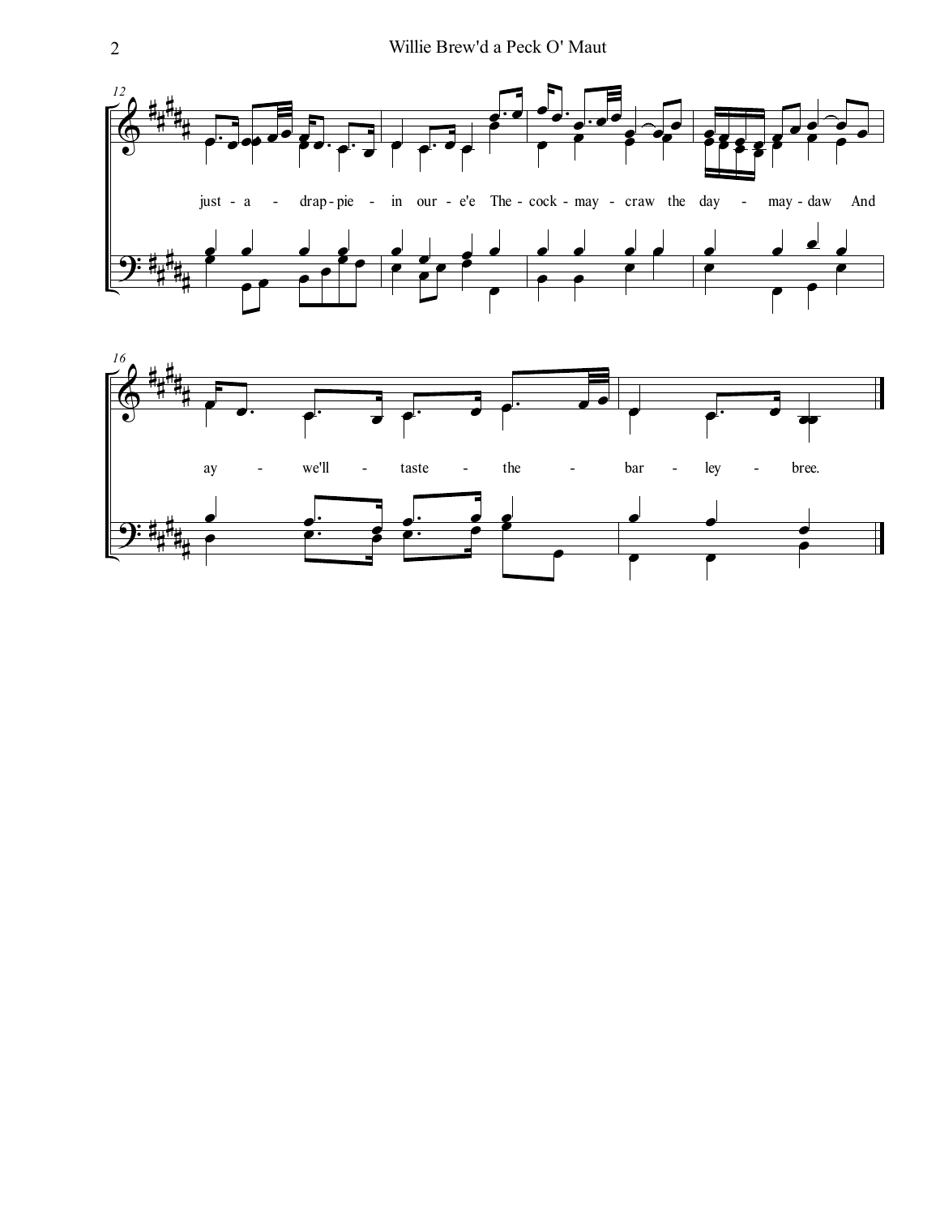just - a - drap - pie - in our - e'e The - cock - may - craw the day - may - daw And

ay - we'll - taste - the - bar - ley - bree.